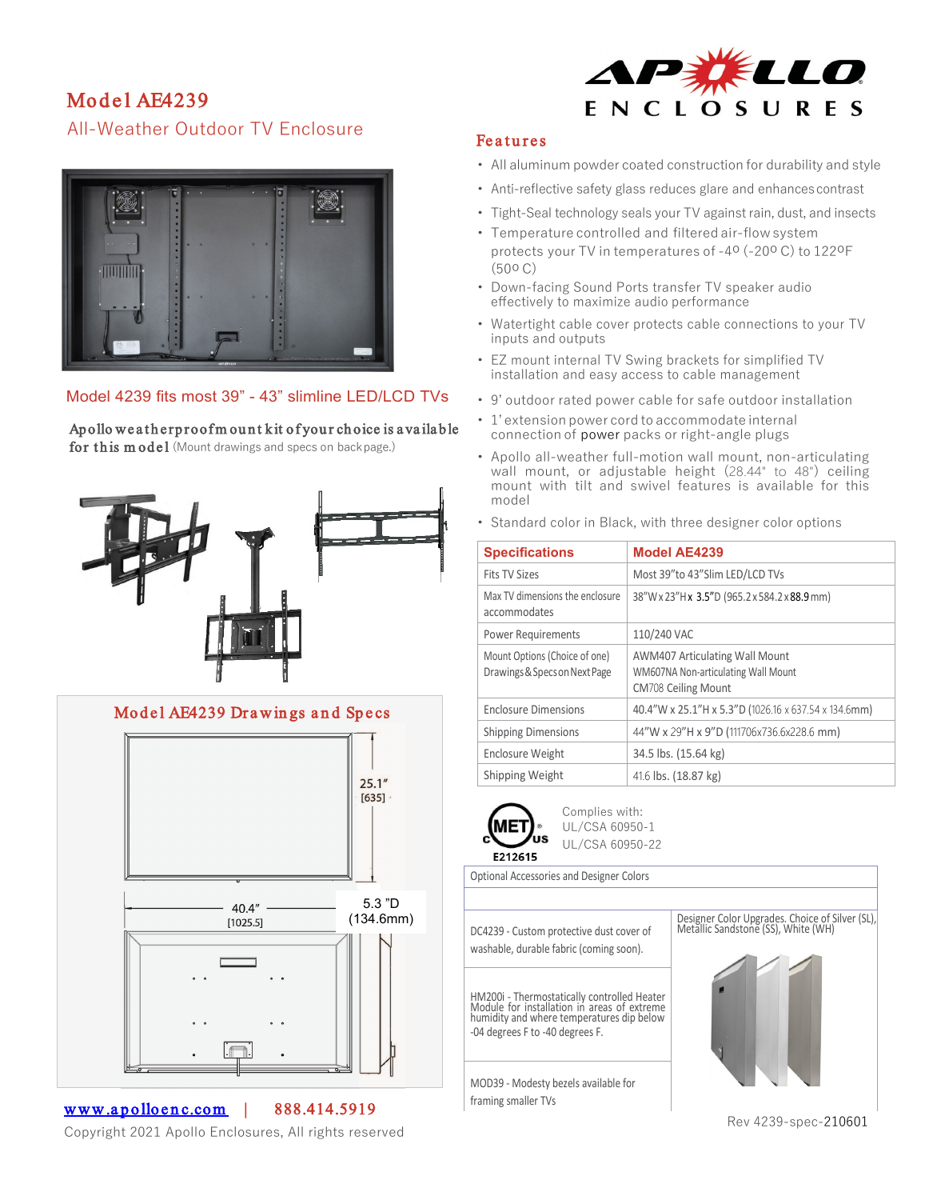# Model AE4239

## All-Weather Outdoor TV Enclosure

APOLLO ENCLOSURES

Model 4239 fits most 39" - 43" slimline LED/LCD TVs

**Apollo weatherproof mount kit of your choice is available for this model** (Mount drawings and specs on back page.)

## Model AE4239 Drawings and Specs

25.1" [635]

40.4" [1025.5]

5.3 "D (134.6mm)

## Features

- All aluminum powder coated construction for durability and style
- Anti-reflective safety glass reduces glare and enhances contrast
- Tight-Seal technology seals your TV against rain, dust, and insects
- Temperature controlled and filtered air-flow system protects your TV in temperatures of -4º (-20º C) to 122ºF (50º C)
- Down-facing Sound Ports transfer TV speaker audio effectively to maximize audio performance
- Watertight cable cover protects cable connections to your TV inputs and outputs
- EZ mount internal TV Swing brackets for simplified TV installation and easy access to cable management
- 9' outdoor rated power cable for safe outdoor installation
- 1' extension power cord to accommodate internal connection of power packs or right-angle plugs
- Apollo all-weather full-motion wall mount, non-articulating wall mount, or adjustable height (28.44" to 48") ceiling mount with tilt and swivel features is available for this model
- Standard color in Black, with three designer color options

| Specifications | Model AE4239 |
|---|---|
| Fits TV Sizes | Most 39"to 43"Slim LED/LCD TVs |
| Max TV dimensions the enclosure accommodates | 38"W x 23"H x 3.5"D (965.2 x 584.2 x 88.9 mm) |
| Power Requirements | 110/240 VAC |
| Mount Options (Choice of one) Drawings & Specs on Next Page | AWM407 Articulating Wall Mount<br>WM607NA Non-articulating Wall Mount<br>CM708 Ceiling Mount |
| Enclosure Dimensions | 40.4"W x 25.1"H x 5.3"D (1026.16 x 637.54 x 134.6mm) |
| Shipping Dimensions | 44"W x 29"H x 9"D (111706x736.6x228.6 mm) |
| Enclosure Weight | 34.5 lbs. (15.64 kg) |
| Shipping Weight | 41.6 lbs. (18.87 kg) |

MET c us E212615

Complies with:
UL/CSA 60950-1
UL/CSA 60950-22

| Optional Accessories and Designer Colors | |
|---|---|
| DC4239 - Custom protective dust cover of washable, durable fabric (coming soon). | Designer Color Upgrades. Choice of Silver (SL), Metallic Sandstone (SS), White (WH) |
| HM200i - Thermostatically controlled Heater Module for installation in areas of extreme humidity and where temperatures dip below -04 degrees F to -40 degrees F. | |
| MOD39 - Modesty bezels available for framing smaller TVs | |

www.apolloenc.com | 888.414.5919

Copyright 2021 Apollo Enclosures, All rights reserved

Rev 4239-spec-210601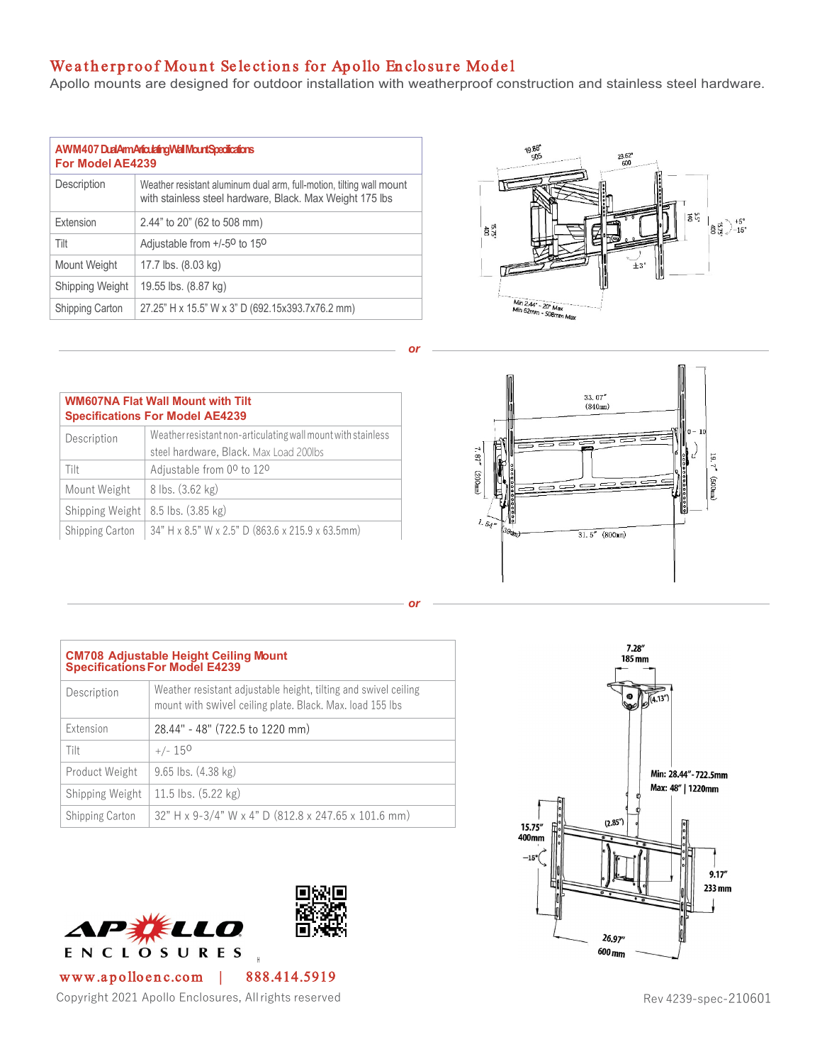# Weatherproof Mount Selections for Apollo Enclosure Model

Apollo mounts are designed for outdoor installation with weatherproof construction and stainless steel hardware.

| AWM407 Dual Arm Articulating Wall Mount Specifications For Model AE4239 | |
|---|---|
| Description | Weather resistant aluminum dual arm, full-motion, tilting wall mount with stainless steel hardware, Black. Max Weight 175 lbs |
| Extension | 2.44" to 20" (62 to 508 mm) |
| Tilt | Adjustable from +/-5º to 15º |
| Mount Weight | 17.7 lbs. (8.03 kg) |
| Shipping Weight | 19.55 lbs. (8.87 kg) |
| Shipping Carton | 27.25" H x 15.5" W x 3" D (692.15x393.7x76.2 mm) |

19.88"
505
23.62"
600
15.75"
400
5.5"
140
15.75"
400
+5°
-15°
±3°
Min 2.44" - 20" Max
Min 62mm - 508mm Max

*or*

| WM607NA Flat Wall Mount with Tilt Specifications For Model AE4239 | |
|---|---|
| Description | Weather resistant non-articulating wall mount with stainless steel hardware, Black. Max Load 200lbs |
| Tilt | Adjustable from 0º to 12º |
| Mount Weight | 8 lbs. (3.62 kg) |
| Shipping Weight | 8.5 lbs. (3.85 kg) |
| Shipping Carton | 34" H x 8.5" W x 2.5" D (863.6 x 215.9 x 63.5mm) |

33.07" (840mm)
7.87" (200mm)
0 - 10
19.7" (500mm)
1.54" (39mm)
31.5" (800mm)

*or*

| CM708 Adjustable Height Ceiling Mount Specifications For Model E4239 | |
|---|---|
| Description | Weather resistant adjustable height, tilting and swivel ceiling mount with swivel ceiling plate. Black. Max. load 155 lbs |
| Extension | 28.44" - 48" (722.5 to 1220 mm) |
| Tilt | +/- 15º |
| Product Weight | 9.65 lbs. (4.38 kg) |
| Shipping Weight | 11.5 lbs. (5.22 kg) |
| Shipping Carton | 32" H x 9-3/4" W x 4" D (812.8 x 247.65 x 101.6 mm) |

7.28"
185 mm
(4.13")
Min: 28.44"- 722.5mm
Max: 48" | 1220mm
(2.85")
15.75"
400mm
-15°
9.17"
233 mm
26.97"
600 mm

APOLLO ENCLOSURES

www.apolloenc.com | 888.414.5919

Copyright 2021 Apollo Enclosures, All rights reserved

Rev 4239-spec-210601